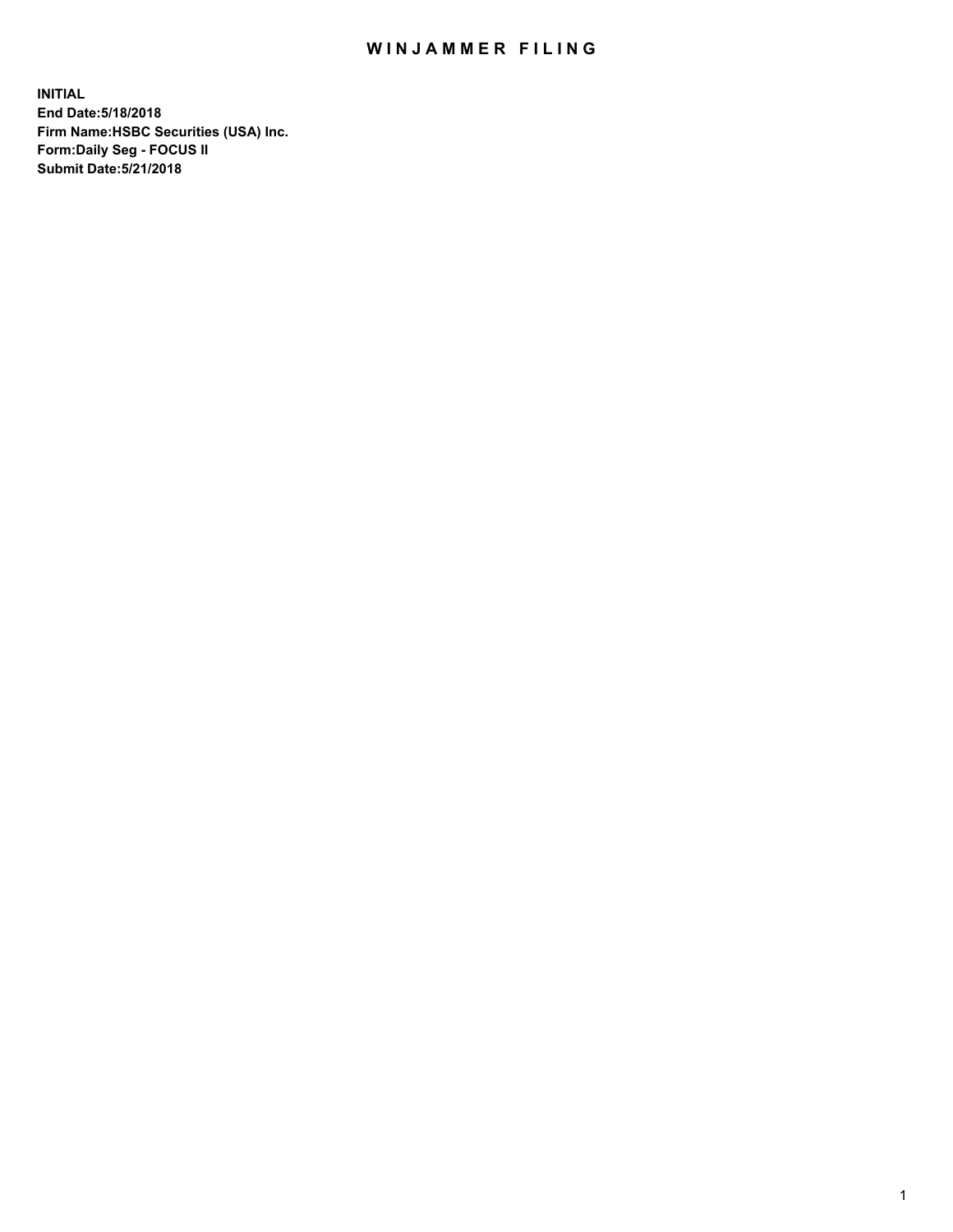# WINJAMMER FILING

**INITIAL**
**End Date:5/18/2018**
**Firm Name:HSBC Securities (USA) Inc.**
**Form:Daily Seg - FOCUS II**
**Submit Date:5/21/2018**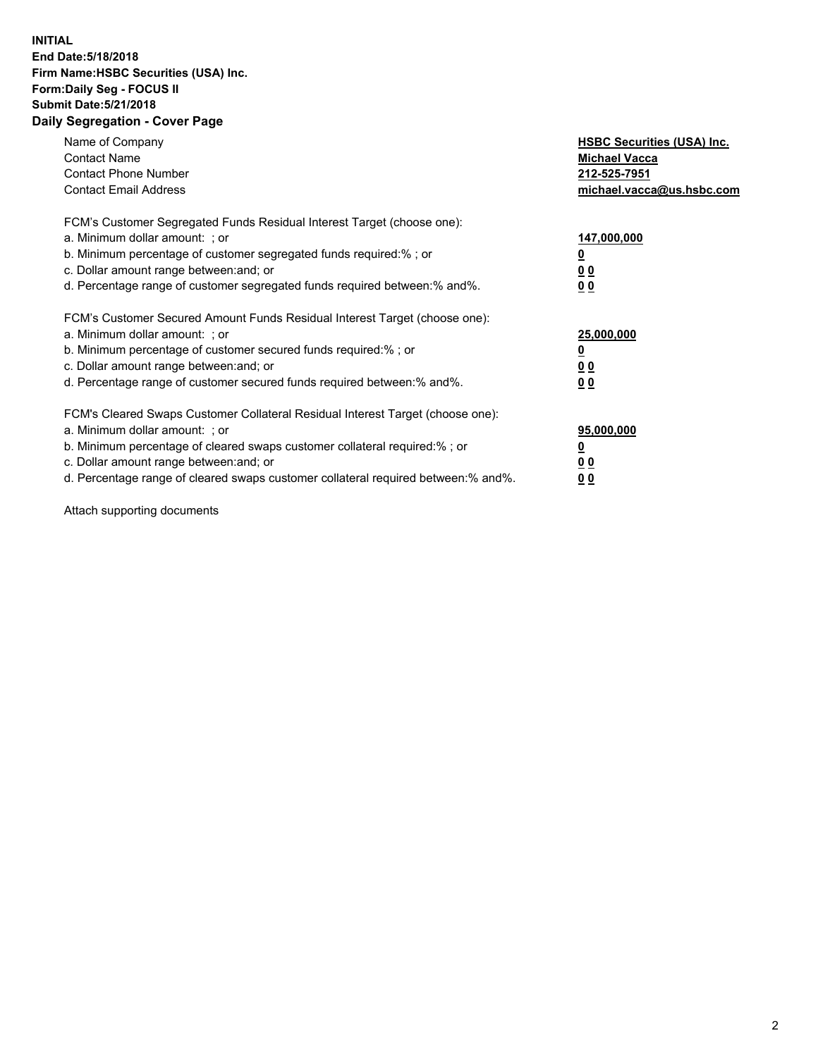**INITIAL**
**End Date:5/18/2018**
**Firm Name:HSBC Securities (USA) Inc.**
**Form:Daily Seg - FOCUS II**
**Submit Date:5/21/2018**
**Daily Segregation - Cover Page**

| | |
|---|---|
| Name of Company | **HSBC Securities (USA) Inc.** |
| Contact Name | **Michael Vacca** |
| Contact Phone Number | **212-525-7951** |
| Contact Email Address | **michael.vacca@us.hsbc.com** |

| | |
|---|---|
| FCM's Customer Segregated Funds Residual Interest Target (choose one): | |
| a. Minimum dollar amount: ; or | **147,000,000** |
| b. Minimum percentage of customer segregated funds required:% ; or | **0** |
| c. Dollar amount range between:and; or | **0 0** |
| d. Percentage range of customer segregated funds required between:% and%. | **0 0** |

| | |
|---|---|
| FCM's Customer Secured Amount Funds Residual Interest Target (choose one): | |
| a. Minimum dollar amount: ; or | **25,000,000** |
| b. Minimum percentage of customer secured funds required:% ; or | **0** |
| c. Dollar amount range between:and; or | **0 0** |
| d. Percentage range of customer secured funds required between:% and%. | **0 0** |

| | |
|---|---|
| FCM's Cleared Swaps Customer Collateral Residual Interest Target (choose one): | |
| a. Minimum dollar amount: ; or | **95,000,000** |
| b. Minimum percentage of cleared swaps customer collateral required:% ; or | **0** |
| c. Dollar amount range between:and; or | **0 0** |
| d. Percentage range of cleared swaps customer collateral required between:% and%. | **0 0** |

Attach supporting documents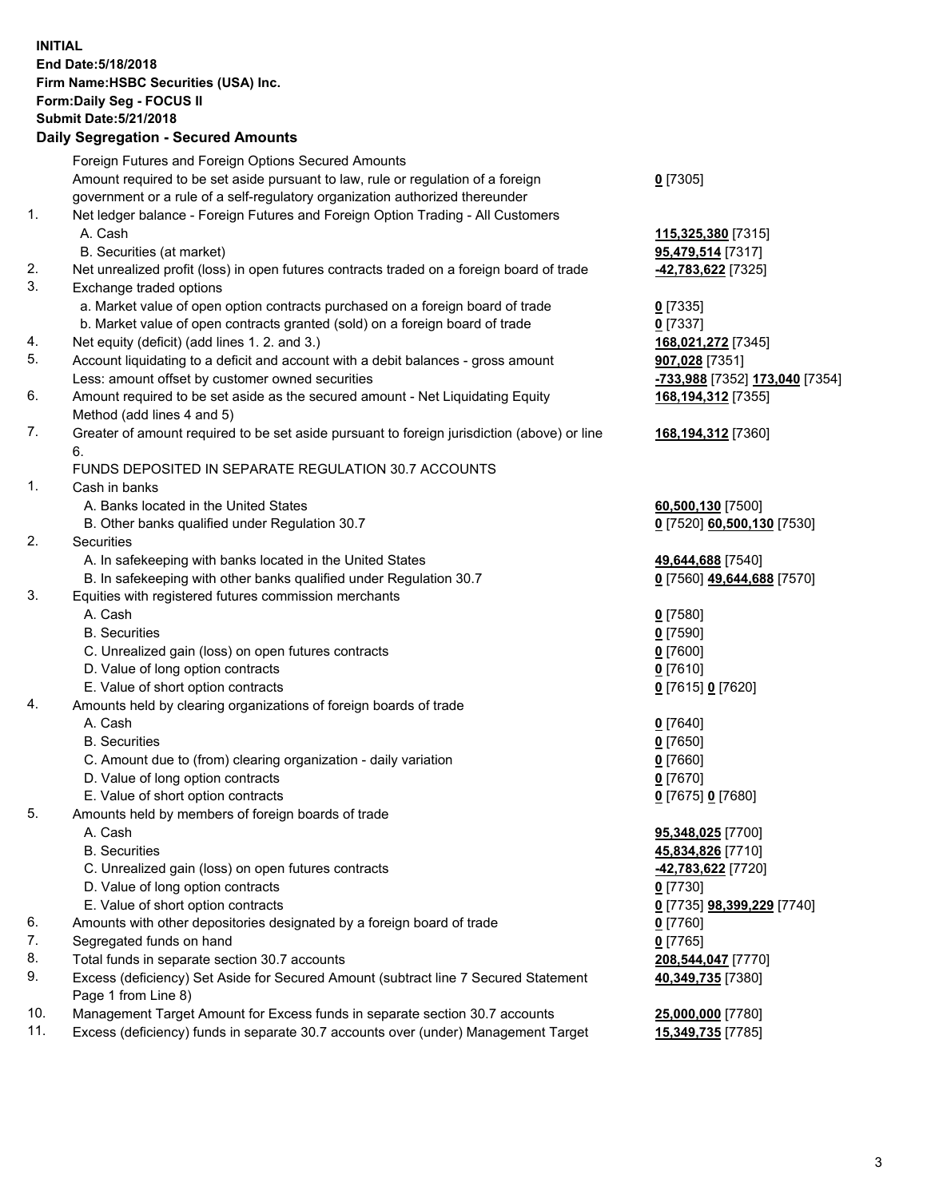**INITIAL**
**End Date:5/18/2018**
**Firm Name:HSBC Securities (USA) Inc.**
**Form:Daily Seg - FOCUS II**
**Submit Date:5/21/2018**

### Daily Segregation - Secured Amounts

| | | |
|---|---|---|
| | Foreign Futures and Foreign Options Secured Amounts | |
| | Amount required to be set aside pursuant to law, rule or regulation of a foreign government or a rule of a self-regulatory organization authorized thereunder | **0** [7305] |
| 1. | Net ledger balance - Foreign Futures and Foreign Option Trading - All Customers | |
| | A. Cash | **115,325,380** [7315] |
| | B. Securities (at market) | **95,479,514** [7317] |
| 2. | Net unrealized profit (loss) in open futures contracts traded on a foreign board of trade | **-42,783,622** [7325] |
| 3. | Exchange traded options | |
| | a. Market value of open option contracts purchased on a foreign board of trade | **0** [7335] |
| | b. Market value of open contracts granted (sold) on a foreign board of trade | **0** [7337] |
| 4. | Net equity (deficit) (add lines 1. 2. and 3.) | **168,021,272** [7345] |
| 5. | Account liquidating to a deficit and account with a debit balances - gross amount | **907,028** [7351] |
| | Less: amount offset by customer owned securities | **-733,988** [7352] **173,040** [7354] |
| 6. | Amount required to be set aside as the secured amount - Net Liquidating Equity Method (add lines 4 and 5) | **168,194,312** [7355] |
| 7. | Greater of amount required to be set aside pursuant to foreign jurisdiction (above) or line 6. | **168,194,312** [7360] |
| | FUNDS DEPOSITED IN SEPARATE REGULATION 30.7 ACCOUNTS | |
| 1. | Cash in banks | |
| | A. Banks located in the United States | **60,500,130** [7500] |
| | B. Other banks qualified under Regulation 30.7 | **0** [7520] **60,500,130** [7530] |
| 2. | Securities | |
| | A. In safekeeping with banks located in the United States | **49,644,688** [7540] |
| | B. In safekeeping with other banks qualified under Regulation 30.7 | **0** [7560] **49,644,688** [7570] |
| 3. | Equities with registered futures commission merchants | |
| | A. Cash | **0** [7580] |
| | B. Securities | **0** [7590] |
| | C. Unrealized gain (loss) on open futures contracts | **0** [7600] |
| | D. Value of long option contracts | **0** [7610] |
| | E. Value of short option contracts | **0** [7615] **0** [7620] |
| 4. | Amounts held by clearing organizations of foreign boards of trade | |
| | A. Cash | **0** [7640] |
| | B. Securities | **0** [7650] |
| | C. Amount due to (from) clearing organization - daily variation | **0** [7660] |
| | D. Value of long option contracts | **0** [7670] |
| | E. Value of short option contracts | **0** [7675] **0** [7680] |
| 5. | Amounts held by members of foreign boards of trade | |
| | A. Cash | **95,348,025** [7700] |
| | B. Securities | **45,834,826** [7710] |
| | C. Unrealized gain (loss) on open futures contracts | **-42,783,622** [7720] |
| | D. Value of long option contracts | **0** [7730] |
| | E. Value of short option contracts | **0** [7735] **98,399,229** [7740] |
| 6. | Amounts with other depositories designated by a foreign board of trade | **0** [7760] |
| 7. | Segregated funds on hand | **0** [7765] |
| 8. | Total funds in separate section 30.7 accounts | **208,544,047** [7770] |
| 9. | Excess (deficiency) Set Aside for Secured Amount (subtract line 7 Secured Statement Page 1 from Line 8) | **40,349,735** [7380] |
| 10. | Management Target Amount for Excess funds in separate section 30.7 accounts | **25,000,000** [7780] |
| 11. | Excess (deficiency) funds in separate 30.7 accounts over (under) Management Target | **15,349,735** [7785] |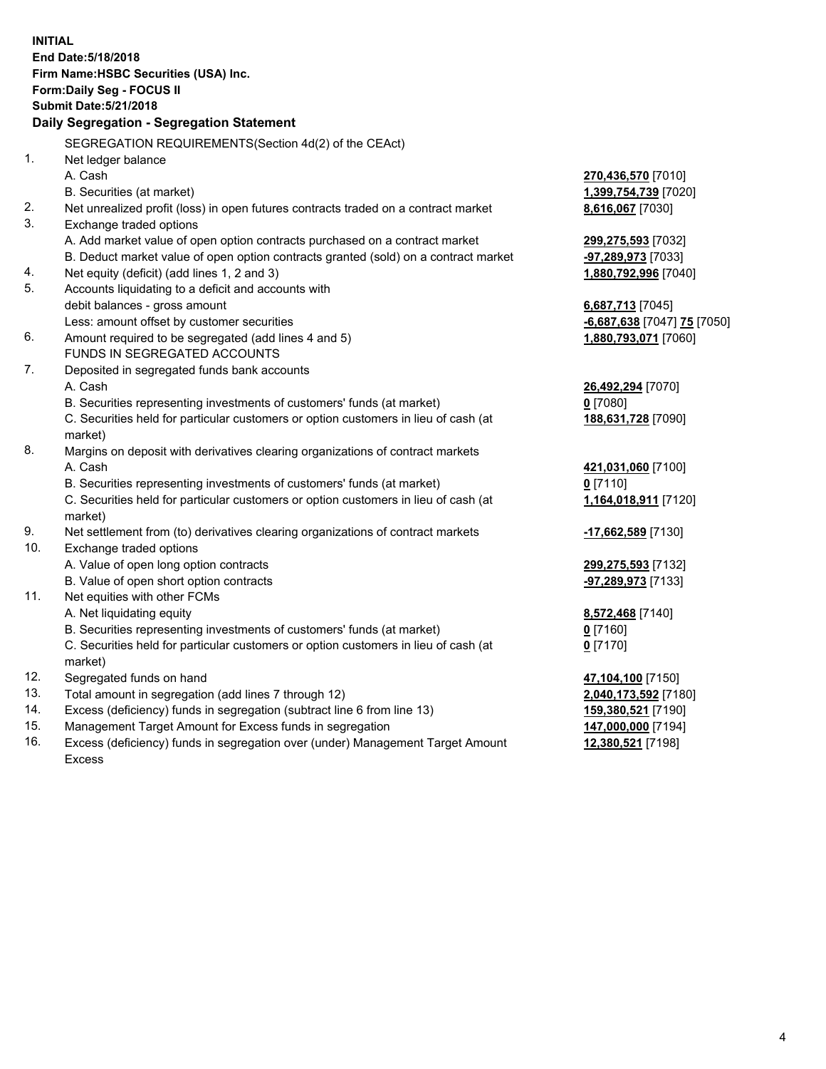**INITIAL**
**End Date:5/18/2018**
**Firm Name:HSBC Securities (USA) Inc.**
**Form:Daily Seg - FOCUS II**
**Submit Date:5/21/2018**

**Daily Segregation - Segregation Statement**

| | | |
|---|---|---|
| | SEGREGATION REQUIREMENTS(Section 4d(2) of the CEAct) | |
| 1. | Net ledger balance | |
| | A. Cash | **270,436,570** [7010] |
| | B. Securities (at market) | **1,399,754,739** [7020] |
| 2. | Net unrealized profit (loss) in open futures contracts traded on a contract market | **8,616,067** [7030] |
| 3. | Exchange traded options | |
| | A. Add market value of open option contracts purchased on a contract market | **299,275,593** [7032] |
| | B. Deduct market value of open option contracts granted (sold) on a contract market | **-97,289,973** [7033] |
| 4. | Net equity (deficit) (add lines 1, 2 and 3) | **1,880,792,996** [7040] |
| 5. | Accounts liquidating to a deficit and accounts with debit balances - gross amount | **6,687,713** [7045] |
| | Less: amount offset by customer securities | **-6,687,638** [7047] **75** [7050] |
| 6. | Amount required to be segregated (add lines 4 and 5) | **1,880,793,071** [7060] |
| | FUNDS IN SEGREGATED ACCOUNTS | |
| 7. | Deposited in segregated funds bank accounts | |
| | A. Cash | **26,492,294** [7070] |
| | B. Securities representing investments of customers' funds (at market) | **0** [7080] |
| | C. Securities held for particular customers or option customers in lieu of cash (at market) | **188,631,728** [7090] |
| 8. | Margins on deposit with derivatives clearing organizations of contract markets | |
| | A. Cash | **421,031,060** [7100] |
| | B. Securities representing investments of customers' funds (at market) | **0** [7110] |
| | C. Securities held for particular customers or option customers in lieu of cash (at market) | **1,164,018,911** [7120] |
| 9. | Net settlement from (to) derivatives clearing organizations of contract markets | **-17,662,589** [7130] |
| 10. | Exchange traded options | |
| | A. Value of open long option contracts | **299,275,593** [7132] |
| | B. Value of open short option contracts | **-97,289,973** [7133] |
| 11. | Net equities with other FCMs | |
| | A. Net liquidating equity | **8,572,468** [7140] |
| | B. Securities representing investments of customers' funds (at market) | **0** [7160] |
| | C. Securities held for particular customers or option customers in lieu of cash (at market) | **0** [7170] |
| 12. | Segregated funds on hand | **47,104,100** [7150] |
| 13. | Total amount in segregation (add lines 7 through 12) | **2,040,173,592** [7180] |
| 14. | Excess (deficiency) funds in segregation (subtract line 6 from line 13) | **159,380,521** [7190] |
| 15. | Management Target Amount for Excess funds in segregation | **147,000,000** [7194] |
| 16. | Excess (deficiency) funds in segregation over (under) Management Target Amount Excess | **12,380,521** [7198] |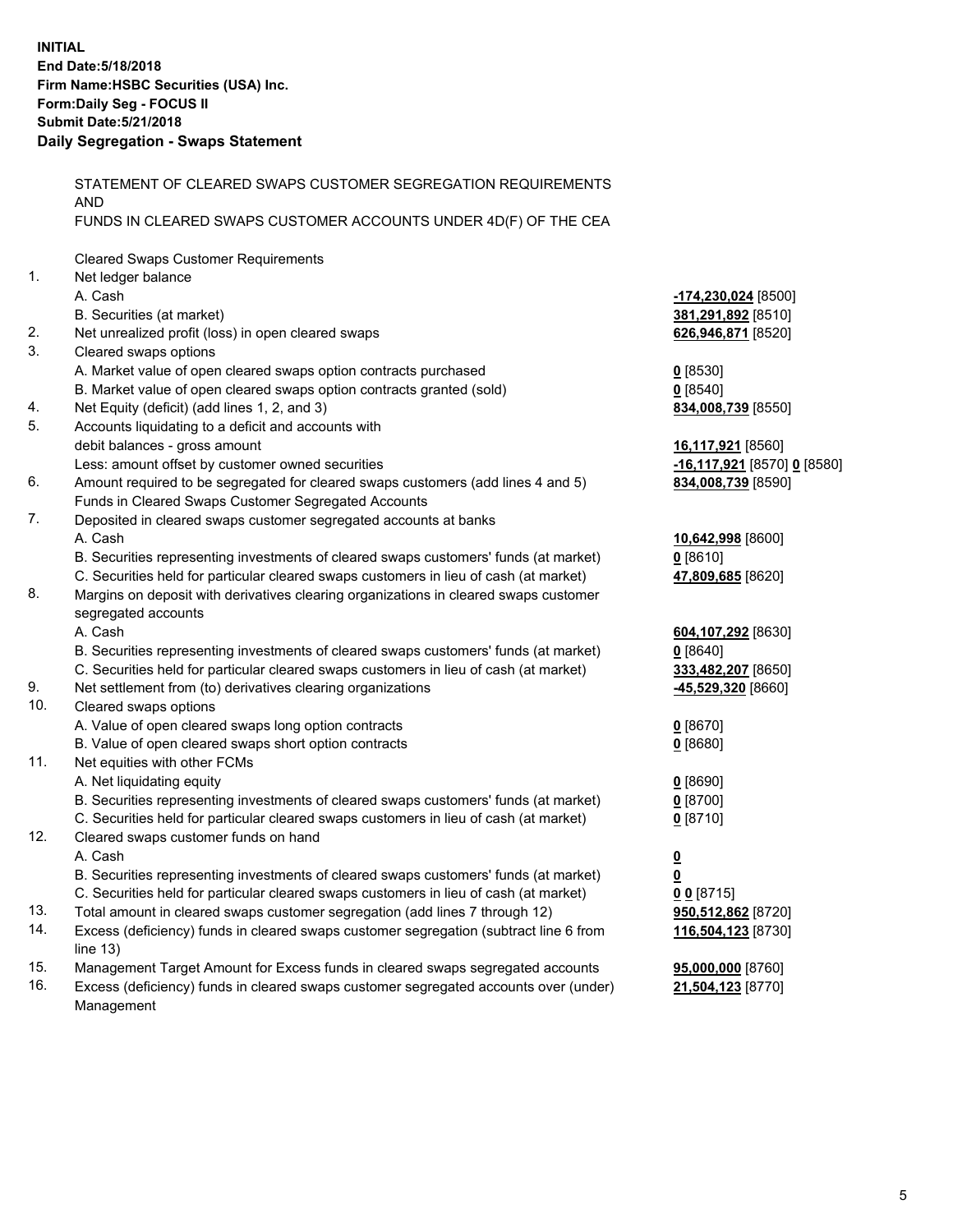**INITIAL**
**End Date:5/18/2018**
**Firm Name:HSBC Securities (USA) Inc.**
**Form:Daily Seg - FOCUS II**
**Submit Date:5/21/2018**
**Daily Segregation - Swaps Statement**

STATEMENT OF CLEARED SWAPS CUSTOMER SEGREGATION REQUIREMENTS AND FUNDS IN CLEARED SWAPS CUSTOMER ACCOUNTS UNDER 4D(F) OF THE CEA

| | | |
|---|---|---|
| | Cleared Swaps Customer Requirements | |
| 1. | Net ledger balance | |
| | A. Cash | **-174,230,024** [8500] |
| | B. Securities (at market) | **381,291,892** [8510] |
| 2. | Net unrealized profit (loss) in open cleared swaps | **626,946,871** [8520] |
| 3. | Cleared swaps options | |
| | A. Market value of open cleared swaps option contracts purchased | **0** [8530] |
| | B. Market value of open cleared swaps option contracts granted (sold) | **0** [8540] |
| 4. | Net Equity (deficit) (add lines 1, 2, and 3) | **834,008,739** [8550] |
| 5. | Accounts liquidating to a deficit and accounts with | |
| | debit balances - gross amount | **16,117,921** [8560] |
| | Less: amount offset by customer owned securities | **-16,117,921** [8570] **0** [8580] |
| 6. | Amount required to be segregated for cleared swaps customers (add lines 4 and 5) | **834,008,739** [8590] |
| | Funds in Cleared Swaps Customer Segregated Accounts | |
| 7. | Deposited in cleared swaps customer segregated accounts at banks | |
| | A. Cash | **10,642,998** [8600] |
| | B. Securities representing investments of cleared swaps customers' funds (at market) | **0** [8610] |
| | C. Securities held for particular cleared swaps customers in lieu of cash (at market) | **47,809,685** [8620] |
| 8. | Margins on deposit with derivatives clearing organizations in cleared swaps customer segregated accounts | |
| | A. Cash | **604,107,292** [8630] |
| | B. Securities representing investments of cleared swaps customers' funds (at market) | **0** [8640] |
| | C. Securities held for particular cleared swaps customers in lieu of cash (at market) | **333,482,207** [8650] |
| 9. | Net settlement from (to) derivatives clearing organizations | **-45,529,320** [8660] |
| 10. | Cleared swaps options | |
| | A. Value of open cleared swaps long option contracts | **0** [8670] |
| | B. Value of open cleared swaps short option contracts | **0** [8680] |
| 11. | Net equities with other FCMs | |
| | A. Net liquidating equity | **0** [8690] |
| | B. Securities representing investments of cleared swaps customers' funds (at market) | **0** [8700] |
| | C. Securities held for particular cleared swaps customers in lieu of cash (at market) | **0** [8710] |
| 12. | Cleared swaps customer funds on hand | |
| | A. Cash | **0** |
| | B. Securities representing investments of cleared swaps customers' funds (at market) | **0** |
| | C. Securities held for particular cleared swaps customers in lieu of cash (at market) | **0** **0** [8715] |
| 13. | Total amount in cleared swaps customer segregation (add lines 7 through 12) | **950,512,862** [8720] |
| 14. | Excess (deficiency) funds in cleared swaps customer segregation (subtract line 6 from line 13) | **116,504,123** [8730] |
| 15. | Management Target Amount for Excess funds in cleared swaps segregated accounts | **95,000,000** [8760] |
| 16. | Excess (deficiency) funds in cleared swaps customer segregated accounts over (under) Management | **21,504,123** [8770] |